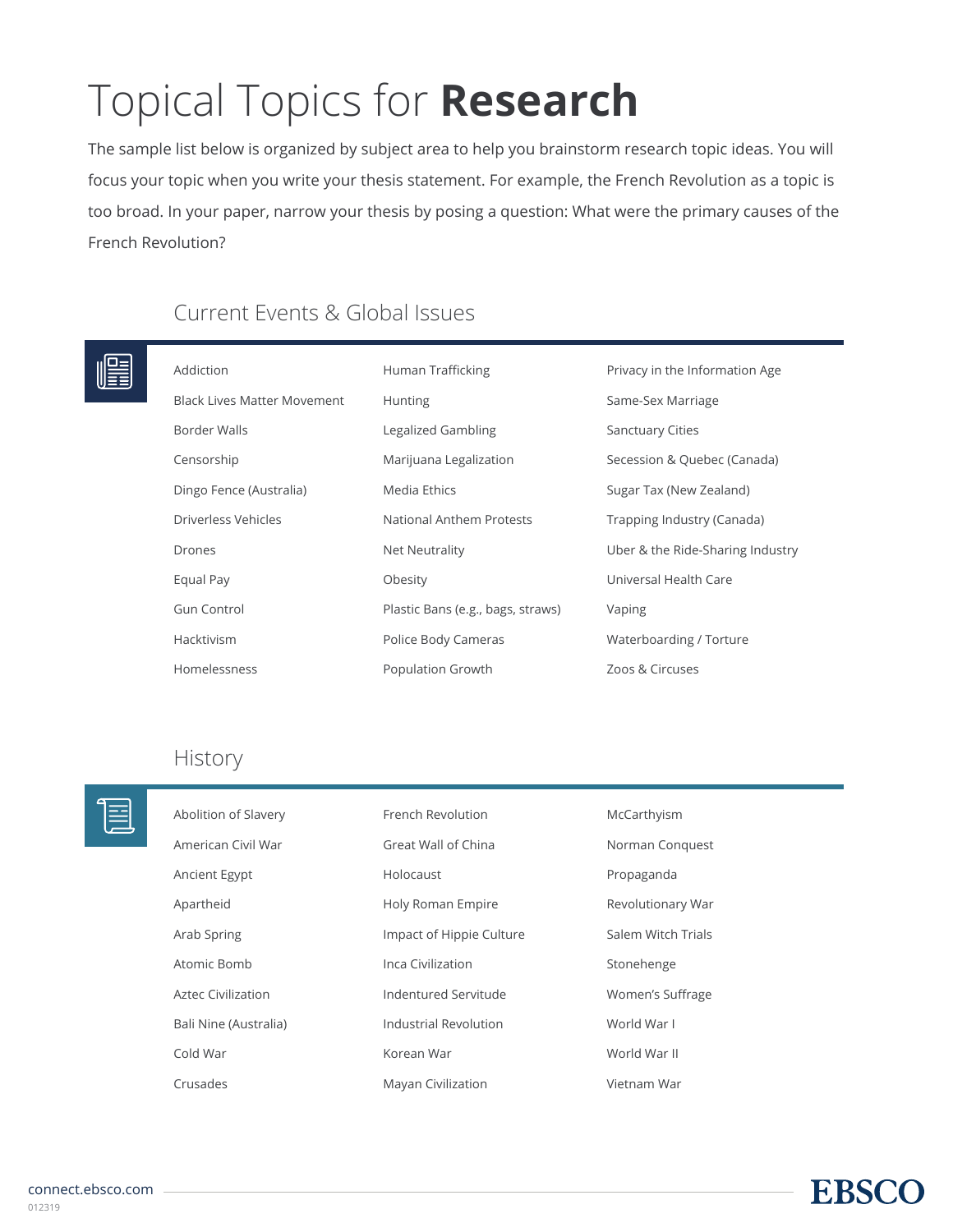# Topical Topics for **Research**

The sample list below is organized by subject area to help you brainstorm research topic ideas. You will focus your topic when you write your thesis statement. For example, the French Revolution as a topic is too broad. In your paper, narrow your thesis by posing a question: What were the primary causes of the French Revolution?

## Current Events & Global Issues

- Addiction
- Black Lives Matter Movement
- Border Walls
- Censorship
- Dingo Fence (Australia)
- Driverless Vehicles
- Drones
- Equal Pay
- Gun Control
- Hacktivism
- Homelessness
- Human Trafficking
- Hunting
- Legalized Gambling
- Marijuana Legalization
- Media Ethics
- National Anthem Protests
- Net Neutrality
- Obesity
- Plastic Bans (e.g., bags, straws)
- Police Body Cameras
- Population Growth
- Privacy in the Information Age
- Same-Sex Marriage
- Sanctuary Cities
- Secession & Quebec (Canada)
- Sugar Tax (New Zealand)
- Trapping Industry (Canada)
- Uber & the Ride-Sharing Industry
- Universal Health Care
- Vaping
- Waterboarding / Torture
- Zoos & Circuses

## History

- Abolition of Slavery
- American Civil War
- Ancient Egypt
- Apartheid
- Arab Spring
- Atomic Bomb
- Aztec Civilization
- Bali Nine (Australia)
- Cold War
- Crusades
- French Revolution
- Great Wall of China
- Holocaust
- Holy Roman Empire
- Impact of Hippie Culture
- Inca Civilization
- Indentured Servitude
- Industrial Revolution
- Korean War
- Mayan Civilization
- McCarthyism
- Norman Conquest
- Propaganda
- Revolutionary War
- Salem Witch Trials
- Stonehenge
- Women's Suffrage
- World War I
- World War II
- Vietnam War

connect.ebsco.com

012319

EBSCO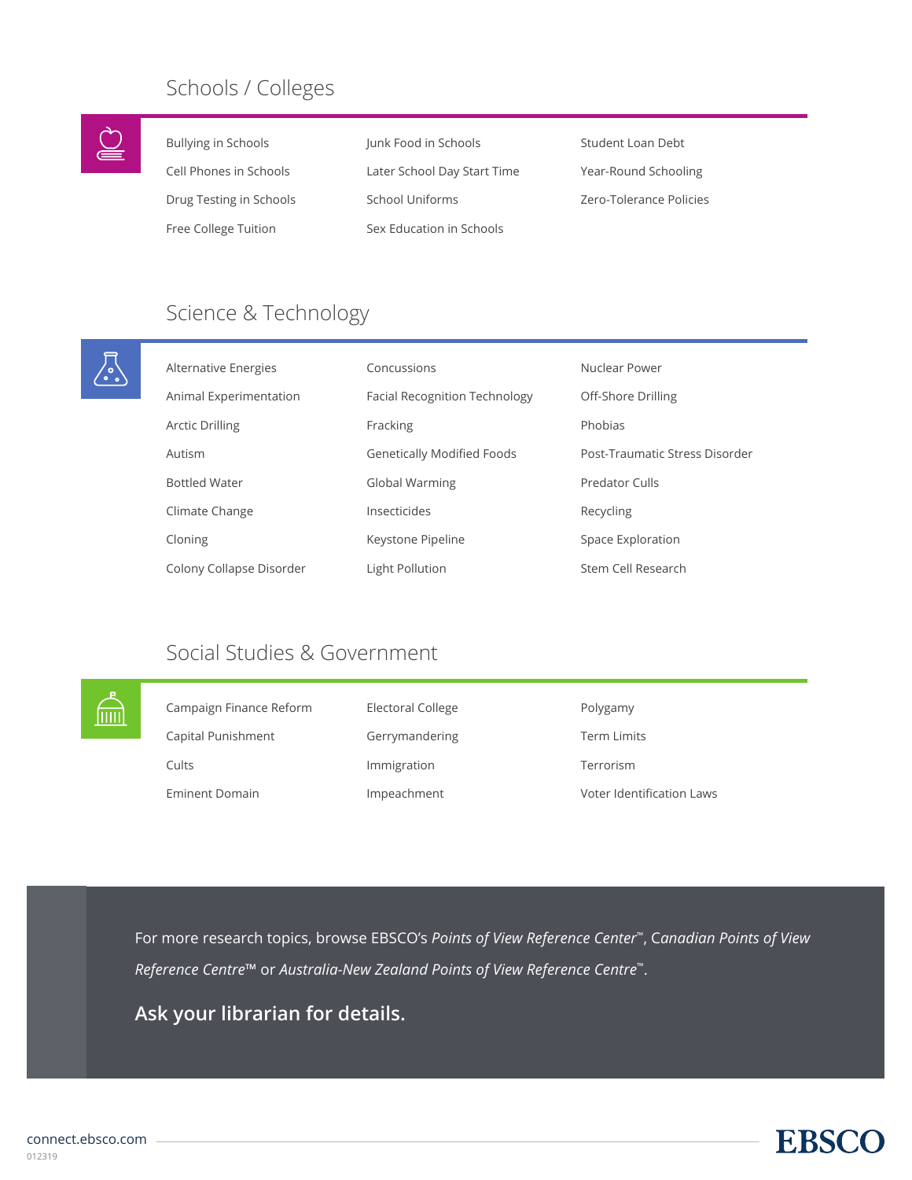## Schools / Colleges

- Bullying in Schools
- Cell Phones in Schools
- Drug Testing in Schools
- Free College Tuition
- Junk Food in Schools
- Later School Day Start Time
- School Uniforms
- Sex Education in Schools
- Student Loan Debt
- Year-Round Schooling
- Zero-Tolerance Policies

## Science & Technology

- Alternative Energies
- Animal Experimentation
- Arctic Drilling
- Autism
- Bottled Water
- Climate Change
- Cloning
- Colony Collapse Disorder
- Concussions
- Facial Recognition Technology
- Fracking
- Genetically Modified Foods
- Global Warming
- Insecticides
- Keystone Pipeline
- Light Pollution
- Nuclear Power
- Off-Shore Drilling
- Phobias
- Post-Traumatic Stress Disorder
- Predator Culls
- Recycling
- Space Exploration
- Stem Cell Research

## Social Studies & Government

- Campaign Finance Reform
- Capital Punishment
- Cults
- Eminent Domain
- Electoral College
- Gerrymandering
- Immigration
- Impeachment
- Polygamy
- Term Limits
- Terrorism
- Voter Identification Laws

For more research topics, browse EBSCO's *Points of View Reference Center*™, *Canadian Points of View Reference Centre*™ or *Australia-New Zealand Points of View Reference Centre*™.

**Ask your librarian for details.**

connect.ebsco.com

012319

EBSCO